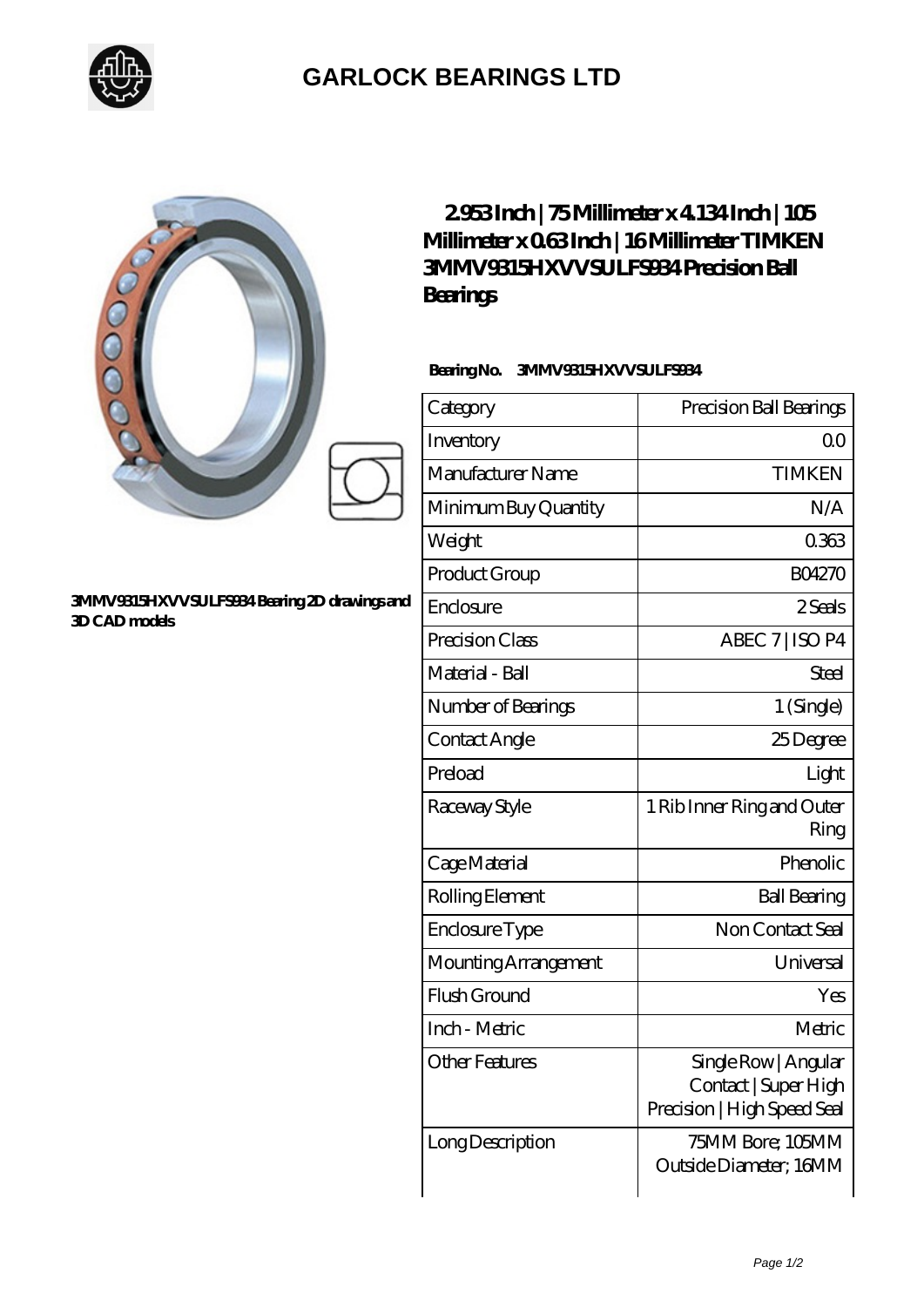# GARLOCK BEARINGS LTD

## 2.953 Inch | 75 Millimeter x 4.134 Inch | 105 Millimeter x 0.63 Inch | 16 Millimeter TIMKEN 3MMV9315HXVVSULFS934 Precision Ball Bearings

3MMV9315HXVVSULFS934 Bearing 2D drawings and 3D CAD models

**Bearing No.** 3MMV9315HXVVSULFS934

| Category | Precision Ball Bearings |
| --- | --- |
| Inventory | 0.0 |
| Manufacturer Name | TIMKEN |
| Minimum Buy Quantity | N/A |
| Weight | 0.363 |
| Product Group | B04270 |
| Enclosure | 2 Seals |
| Precision Class | ABEC 7 | ISO P4 |
| Material - Ball | Steel |
| Number of Bearings | 1 (Single) |
| Contact Angle | 25 Degree |
| Preload | Light |
| Raceway Style | 1 Rib Inner Ring and Outer Ring |
| Cage Material | Phenolic |
| Rolling Element | Ball Bearing |
| Enclosure Type | Non Contact Seal |
| Mounting Arrangement | Universal |
| Flush Ground | Yes |
| Inch - Metric | Metric |
| Other Features | Single Row | Angular Contact | Super High Precision | High Speed Seal |
| Long Description | 75MM Bore; 105MM Outside Diameter; 16MM |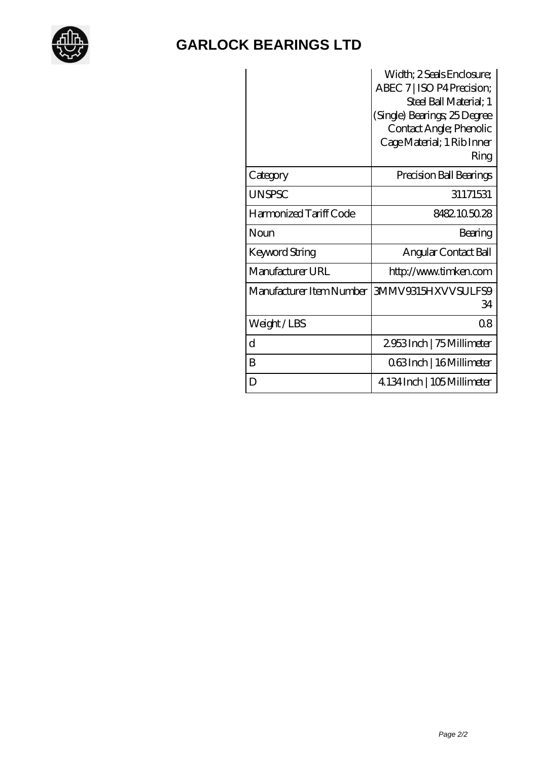| | |
|---|---|
| | Width; 2 Seals Enclosure; ABEC 7 \| ISO P4 Precision; Steel Ball Material; 1 (Single) Bearings; 25 Degree Contact Angle; Phenolic Cage Material; 1 Rib Inner Ring |
| Category | Precision Ball Bearings |
| UNSPSC | 31171531 |
| Harmonized Tariff Code | 8482.10.50.28 |
| Noun | Bearing |
| Keyword String | Angular Contact Ball |
| Manufacturer URL | http://www.timken.com |
| Manufacturer Item Number | 3MMV9315HXVVSULFS934 |
| Weight / LBS | 0.8 |
| d | 2.953 Inch \| 75 Millimeter |
| B | 0.63 Inch \| 16 Millimeter |
| D | 4.134 Inch \| 105 Millimeter |